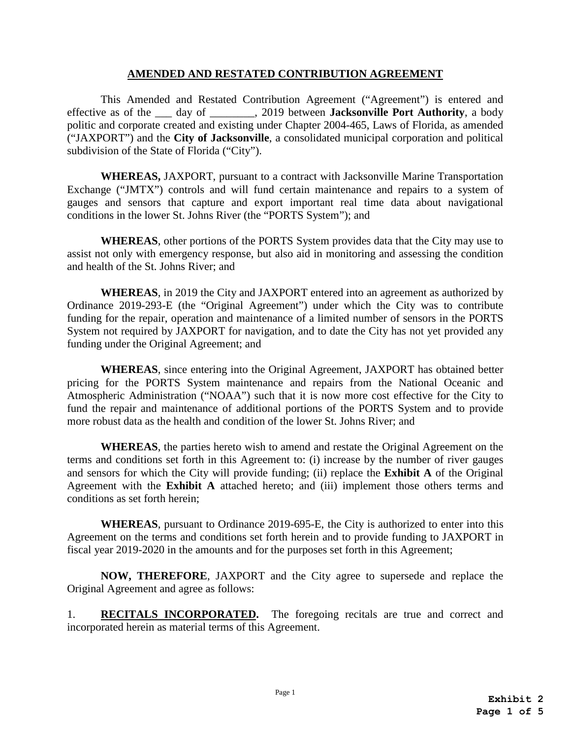# AMENDED AND RESTATED CONTRIBUTION AGREEMENT

This Amended and Restated Contribution Agreement ("Agreement") is entered and effective as of the ___ day of ________, 2019 between **Jacksonville Port Authority**, a body politic and corporate created and existing under Chapter 2004-465, Laws of Florida, as amended ("JAXPORT") and the **City of Jacksonville**, a consolidated municipal corporation and political subdivision of the State of Florida ("City").

**WHEREAS,** JAXPORT, pursuant to a contract with Jacksonville Marine Transportation Exchange ("JMTX") controls and will fund certain maintenance and repairs to a system of gauges and sensors that capture and export important real time data about navigational conditions in the lower St. Johns River (the "PORTS System"); and

**WHEREAS**, other portions of the PORTS System provides data that the City may use to assist not only with emergency response, but also aid in monitoring and assessing the condition and health of the St. Johns River; and

**WHEREAS**, in 2019 the City and JAXPORT entered into an agreement as authorized by Ordinance 2019-293-E (the "Original Agreement") under which the City was to contribute funding for the repair, operation and maintenance of a limited number of sensors in the PORTS System not required by JAXPORT for navigation, and to date the City has not yet provided any funding under the Original Agreement; and

**WHEREAS**, since entering into the Original Agreement, JAXPORT has obtained better pricing for the PORTS System maintenance and repairs from the National Oceanic and Atmospheric Administration ("NOAA") such that it is now more cost effective for the City to fund the repair and maintenance of additional portions of the PORTS System and to provide more robust data as the health and condition of the lower St. Johns River; and

**WHEREAS**, the parties hereto wish to amend and restate the Original Agreement on the terms and conditions set forth in this Agreement to: (i) increase by the number of river gauges and sensors for which the City will provide funding; (ii) replace the **Exhibit A** of the Original Agreement with the **Exhibit A** attached hereto; and (iii) implement those others terms and conditions as set forth herein;

**WHEREAS**, pursuant to Ordinance 2019-695-E, the City is authorized to enter into this Agreement on the terms and conditions set forth herein and to provide funding to JAXPORT in fiscal year 2019-2020 in the amounts and for the purposes set forth in this Agreement;

**NOW, THEREFORE**, JAXPORT and the City agree to supersede and replace the Original Agreement and agree as follows:

1. **RECITALS INCORPORATED.** The foregoing recitals are true and correct and incorporated herein as material terms of this Agreement.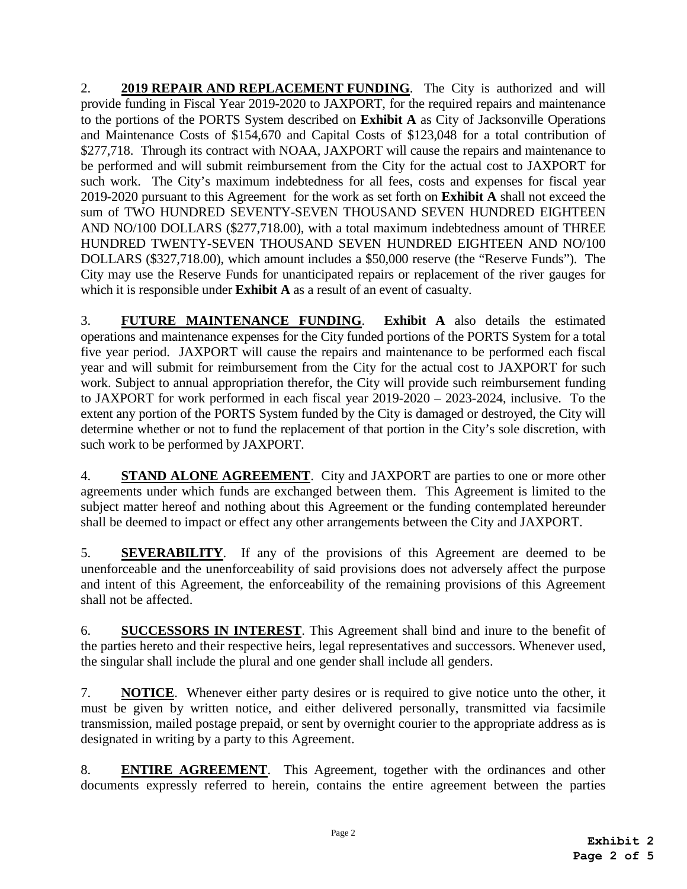2. **<u>2019 REPAIR AND REPLACEMENT FUNDING</u>**. The City is authorized and will provide funding in Fiscal Year 2019-2020 to JAXPORT, for the required repairs and maintenance to the portions of the PORTS System described on **Exhibit A** as City of Jacksonville Operations and Maintenance Costs of $154,670 and Capital Costs of $123,048 for a total contribution of $277,718. Through its contract with NOAA, JAXPORT will cause the repairs and maintenance to be performed and will submit reimbursement from the City for the actual cost to JAXPORT for such work. The City's maximum indebtedness for all fees, costs and expenses for fiscal year 2019-2020 pursuant to this Agreement for the work as set forth on **Exhibit A** shall not exceed the sum of TWO HUNDRED SEVENTY-SEVEN THOUSAND SEVEN HUNDRED EIGHTEEN AND NO/100 DOLLARS ($277,718.00), with a total maximum indebtedness amount of THREE HUNDRED TWENTY-SEVEN THOUSAND SEVEN HUNDRED EIGHTEEN AND NO/100 DOLLARS ($327,718.00), which amount includes a $50,000 reserve (the "Reserve Funds"). The City may use the Reserve Funds for unanticipated repairs or replacement of the river gauges for which it is responsible under **Exhibit A** as a result of an event of casualty.

3. **<u>FUTURE MAINTENANCE FUNDING</u>**. **Exhibit A** also details the estimated operations and maintenance expenses for the City funded portions of the PORTS System for a total five year period. JAXPORT will cause the repairs and maintenance to be performed each fiscal year and will submit for reimbursement from the City for the actual cost to JAXPORT for such work. Subject to annual appropriation therefor, the City will provide such reimbursement funding to JAXPORT for work performed in each fiscal year 2019-2020 – 2023-2024, inclusive. To the extent any portion of the PORTS System funded by the City is damaged or destroyed, the City will determine whether or not to fund the replacement of that portion in the City's sole discretion, with such work to be performed by JAXPORT.

4. **<u>STAND ALONE AGREEMENT</u>**. City and JAXPORT are parties to one or more other agreements under which funds are exchanged between them. This Agreement is limited to the subject matter hereof and nothing about this Agreement or the funding contemplated hereunder shall be deemed to impact or effect any other arrangements between the City and JAXPORT.

5. **<u>SEVERABILITY</u>**. If any of the provisions of this Agreement are deemed to be unenforceable and the unenforceability of said provisions does not adversely affect the purpose and intent of this Agreement, the enforceability of the remaining provisions of this Agreement shall not be affected.

6. **<u>SUCCESSORS IN INTEREST</u>**. This Agreement shall bind and inure to the benefit of the parties hereto and their respective heirs, legal representatives and successors. Whenever used, the singular shall include the plural and one gender shall include all genders.

7. **<u>NOTICE</u>**. Whenever either party desires or is required to give notice unto the other, it must be given by written notice, and either delivered personally, transmitted via facsimile transmission, mailed postage prepaid, or sent by overnight courier to the appropriate address as is designated in writing by a party to this Agreement.

8. **<u>ENTIRE AGREEMENT</u>**. This Agreement, together with the ordinances and other documents expressly referred to herein, contains the entire agreement between the parties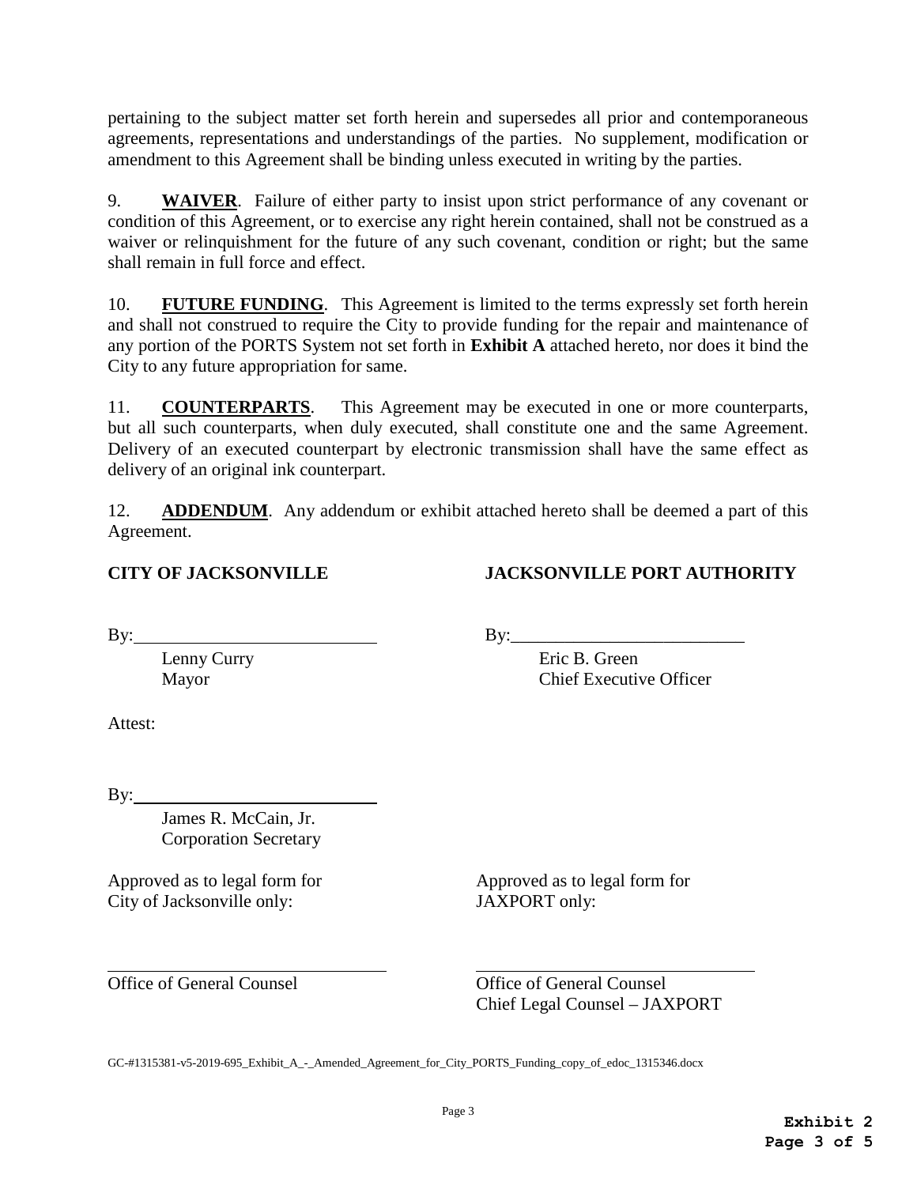pertaining to the subject matter set forth herein and supersedes all prior and contemporaneous agreements, representations and understandings of the parties. No supplement, modification or amendment to this Agreement shall be binding unless executed in writing by the parties.

9. **WAIVER**. Failure of either party to insist upon strict performance of any covenant or condition of this Agreement, or to exercise any right herein contained, shall not be construed as a waiver or relinquishment for the future of any such covenant, condition or right; but the same shall remain in full force and effect.

10. **FUTURE FUNDING**. This Agreement is limited to the terms expressly set forth herein and shall not construed to require the City to provide funding for the repair and maintenance of any portion of the PORTS System not set forth in **Exhibit A** attached hereto, nor does it bind the City to any future appropriation for same.

11. **COUNTERPARTS**. This Agreement may be executed in one or more counterparts, but all such counterparts, when duly executed, shall constitute one and the same Agreement. Delivery of an executed counterpart by electronic transmission shall have the same effect as delivery of an original ink counterpart.

12. **ADDENDUM**. Any addendum or exhibit attached hereto shall be deemed a part of this Agreement.

**CITY OF JACKSONVILLE**

By:\_\_\_\_\_\_\_\_\_\_\_\_\_\_\_\_\_\_\_\_\_\_\_\_\_\_
Lenny Curry
Mayor

Attest:

By:\_\_\_\_\_\_\_\_\_\_\_\_\_\_\_\_\_\_\_\_\_\_\_\_\_\_
James R. McCain, Jr.
Corporation Secretary

**JACKSONVILLE PORT AUTHORITY**

By:\_\_\_\_\_\_\_\_\_\_\_\_\_\_\_\_\_\_\_\_\_\_\_\_\_\_
Eric B. Green
Chief Executive Officer

Approved as to legal form for City of Jacksonville only:

\_\_\_\_\_\_\_\_\_\_\_\_\_\_\_\_\_\_\_\_\_\_\_\_\_\_\_\_\_\_
Office of General Counsel

Approved as to legal form for JAXPORT only:

\_\_\_\_\_\_\_\_\_\_\_\_\_\_\_\_\_\_\_\_\_\_\_\_\_\_\_\_\_\_
Office of General Counsel
Chief Legal Counsel – JAXPORT

GC-#1315381-v5-2019-695_Exhibit_A_-_Amended_Agreement_for_City_PORTS_Funding_copy_of_edoc_1315346.docx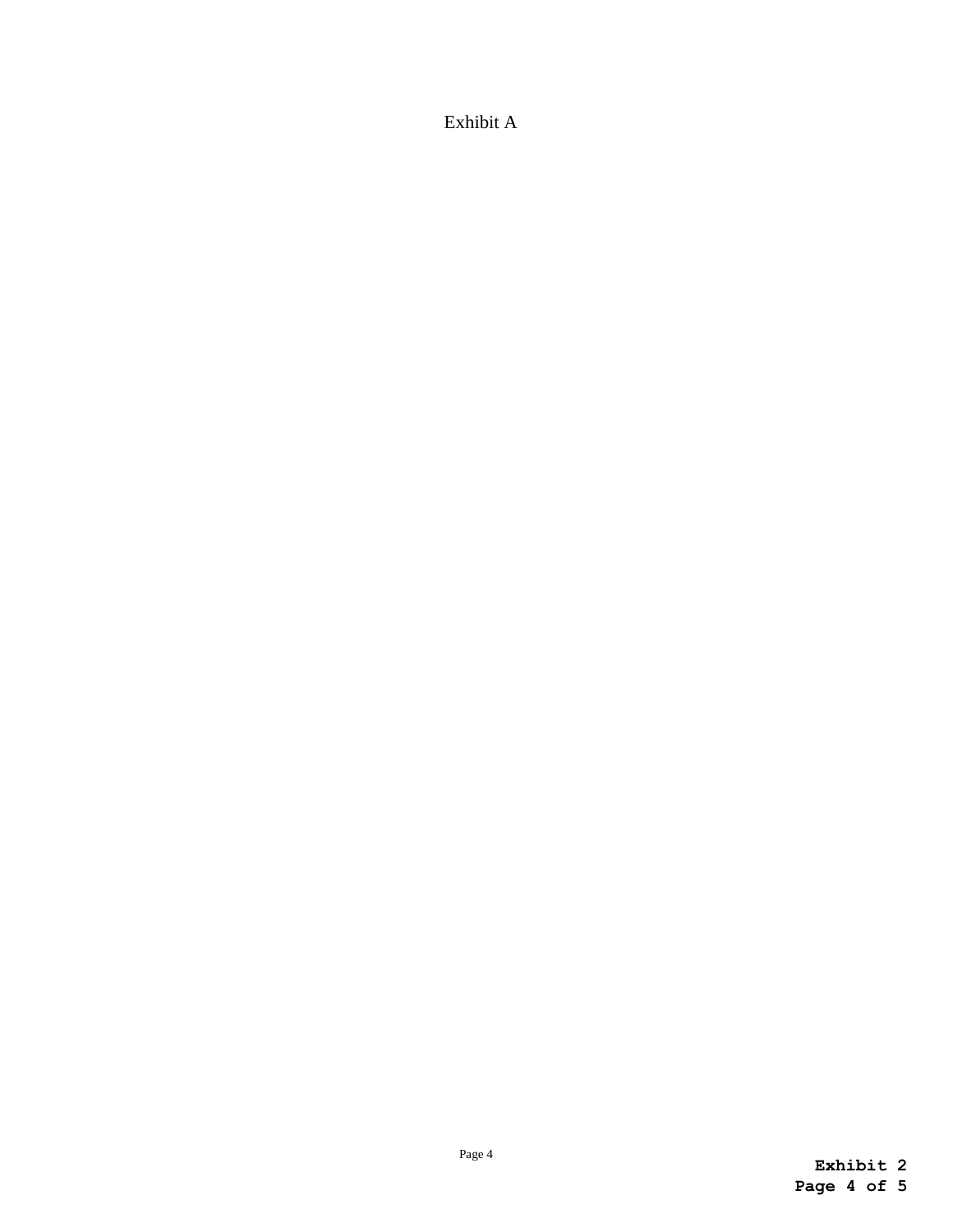Exhibit A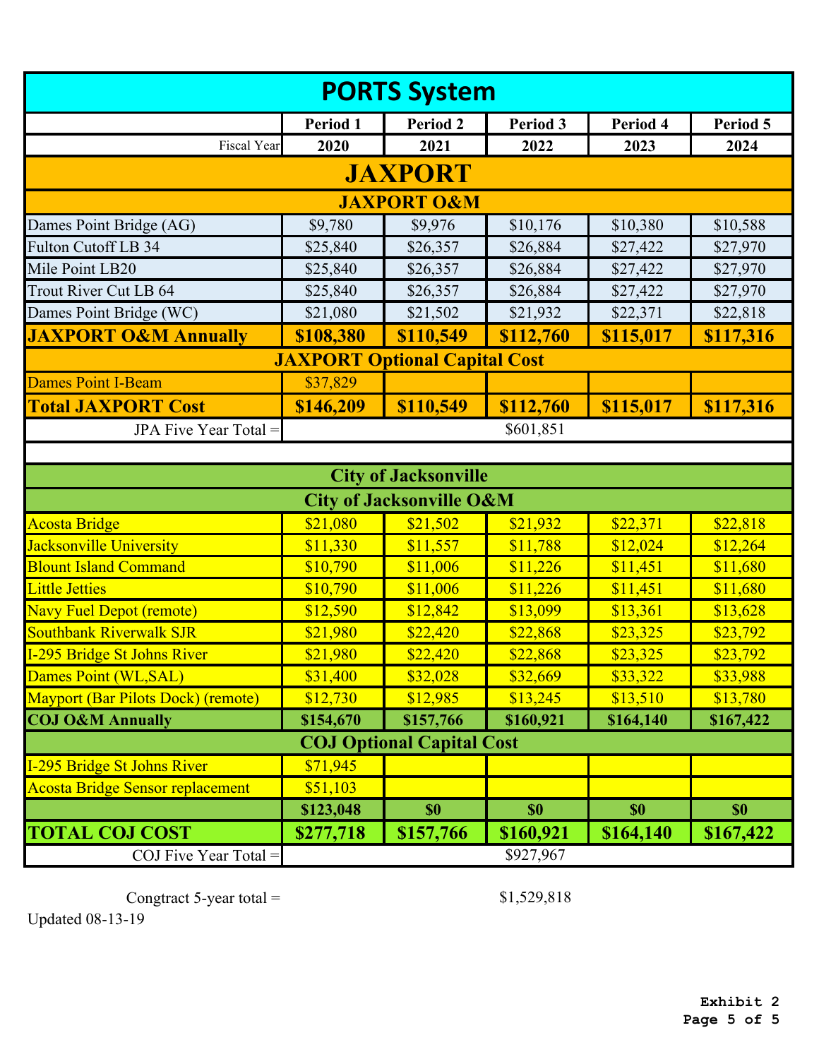# PORTS System

| | Period 1 | Period 2 | Period 3 | Period 4 | Period 5 |
|---|---|---|---|---|---|
| Fiscal Year | 2020 | 2021 | 2022 | 2023 | 2024 |
| **JAXPORT** | | | | | |
| **JAXPORT O&M** | | | | | |
| Dames Point Bridge (AG) | $9,780 | $9,976 | $10,176 | $10,380 | $10,588 |
| Fulton Cutoff LB 34 | $25,840 | $26,357 | $26,884 | $27,422 | $27,970 |
| Mile Point LB20 | $25,840 | $26,357 | $26,884 | $27,422 | $27,970 |
| Trout River Cut LB 64 | $25,840 | $26,357 | $26,884 | $27,422 | $27,970 |
| Dames Point Bridge (WC) | $21,080 | $21,502 | $21,932 | $22,371 | $22,818 |
| **JAXPORT O&M Annually** | **$108,380** | **$110,549** | **$112,760** | **$115,017** | **$117,316** |
| **JAXPORT Optional Capital Cost** | | | | | |
| Dames Point I-Beam | $37,829 | | | | |
| **Total JAXPORT Cost** | **$146,209** | **$110,549** | **$112,760** | **$115,017** | **$117,316** |
| JPA Five Year Total = | | | $601,851 | | |
| | | | | | |
| **City of Jacksonville** | | | | | |
| **City of Jacksonville O&M** | | | | | |
| Acosta Bridge | $21,080 | $21,502 | $21,932 | $22,371 | $22,818 |
| Jacksonville University | $11,330 | $11,557 | $11,788 | $12,024 | $12,264 |
| Blount Island Command | $10,790 | $11,006 | $11,226 | $11,451 | $11,680 |
| Little Jetties | $10,790 | $11,006 | $11,226 | $11,451 | $11,680 |
| Navy Fuel Depot (remote) | $12,590 | $12,842 | $13,099 | $13,361 | $13,628 |
| Southbank Riverwalk SJR | $21,980 | $22,420 | $22,868 | $23,325 | $23,792 |
| I-295 Bridge St Johns River | $21,980 | $22,420 | $22,868 | $23,325 | $23,792 |
| Dames Point (WL,SAL) | $31,400 | $32,028 | $32,669 | $33,322 | $33,988 |
| Mayport (Bar Pilots Dock) (remote) | $12,730 | $12,985 | $13,245 | $13,510 | $13,780 |
| **COJ O&M Annually** | **$154,670** | **$157,766** | **$160,921** | **$164,140** | **$167,422** |
| **COJ Optional Capital Cost** | | | | | |
| I-295 Bridge St Johns River | $71,945 | | | | |
| Acosta Bridge Sensor replacement | $51,103 | | | | |
| | **$123,048** | **$0** | **$0** | **$0** | **$0** |
| **TOTAL COJ COST** | **$277,718** | **$157,766** | **$160,921** | **$164,140** | **$167,422** |
| COJ Five Year Total = | | | $927,967 | | |

Congtract 5-year total = $1,529,818

Updated 08-13-19

**Exhibit 2**